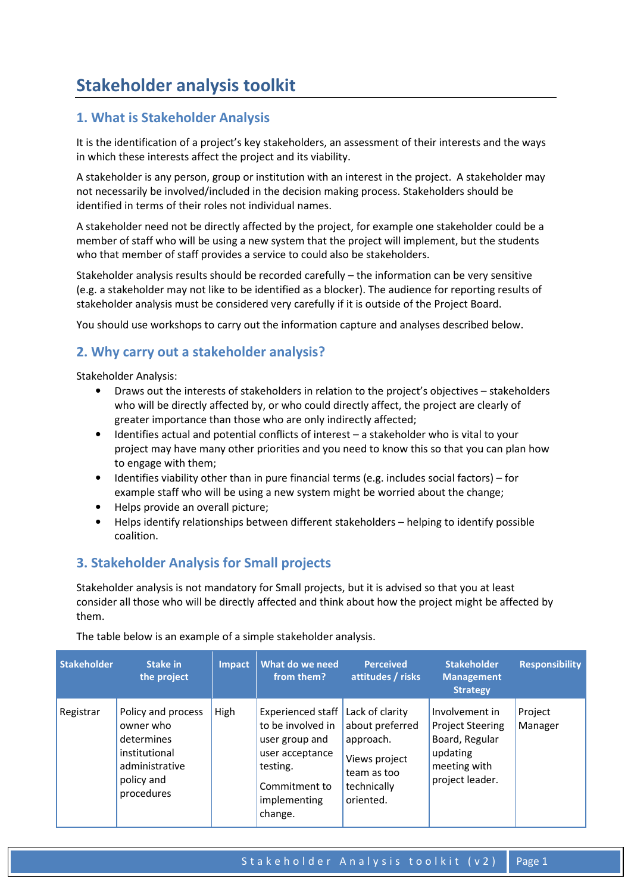# Stakeholder analysis toolkit

## 1. What is Stakeholder Analysis

It is the identification of a project's key stakeholders, an assessment of their interests and the ways in which these interests affect the project and its viability.

A stakeholder is any person, group or institution with an interest in the project. A stakeholder may not necessarily be involved/included in the decision making process. Stakeholders should be identified in terms of their roles not individual names.

A stakeholder need not be directly affected by the project, for example one stakeholder could be a member of staff who will be using a new system that the project will implement, but the students who that member of staff provides a service to could also be stakeholders.

Stakeholder analysis results should be recorded carefully – the information can be very sensitive (e.g. a stakeholder may not like to be identified as a blocker). The audience for reporting results of stakeholder analysis must be considered very carefully if it is outside of the Project Board.

You should use workshops to carry out the information capture and analyses described below.

## 2. Why carry out a stakeholder analysis?

Stakeholder Analysis:

- Draws out the interests of stakeholders in relation to the project's objectives – stakeholders who will be directly affected by, or who could directly affect, the project are clearly of greater importance than those who are only indirectly affected;
- Identifies actual and potential conflicts of interest – a stakeholder who is vital to your project may have many other priorities and you need to know this so that you can plan how to engage with them;
- Identifies viability other than in pure financial terms (e.g. includes social factors) – for example staff who will be using a new system might be worried about the change;
- Helps provide an overall picture;
- Helps identify relationships between different stakeholders – helping to identify possible coalition.

## 3. Stakeholder Analysis for Small projects

Stakeholder analysis is not mandatory for Small projects, but it is advised so that you at least consider all those who will be directly affected and think about how the project might be affected by them.

The table below is an example of a simple stakeholder analysis.

| Stakeholder | Stake in the project | Impact | What do we need from them? | Perceived attitudes / risks | Stakeholder Management Strategy | Responsibility |
|---|---|---|---|---|---|---|
| Registrar | Policy and process owner who determines institutional administrative policy and procedures | High | Experienced staff to be involved in user group and user acceptance testing.<br><br>Commitment to implementing change. | Lack of clarity about preferred approach.<br><br>Views project team as too technically oriented. | Involvement in Project Steering Board, Regular updating meeting with project leader. | Project Manager |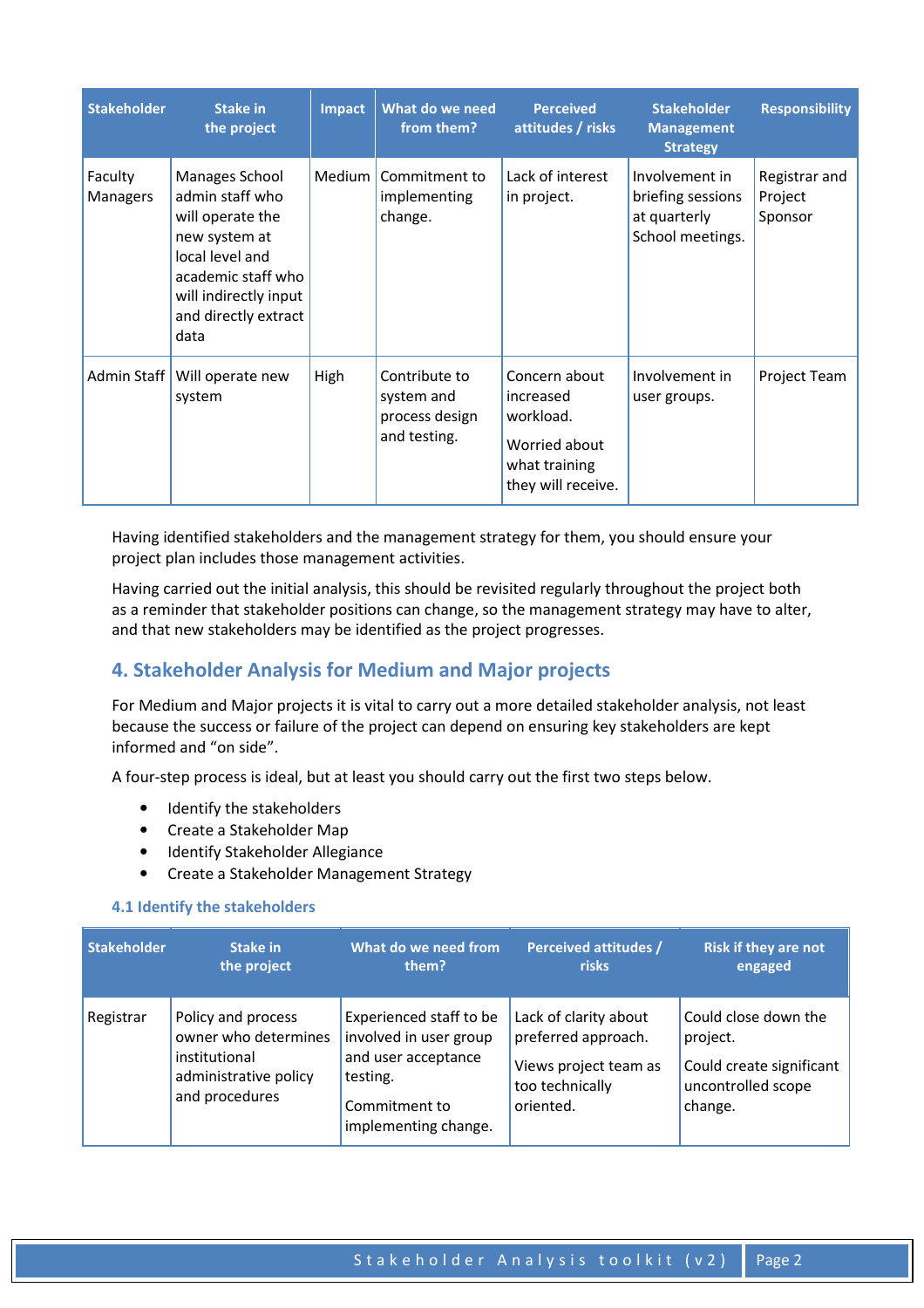| Stakeholder | Stake in the project | Impact | What do we need from them? | Perceived attitudes / risks | Stakeholder Management Strategy | Responsibility |
|---|---|---|---|---|---|---|
| Faculty Managers | Manages School admin staff who will operate the new system at local level and academic staff who will indirectly input and directly extract data | Medium | Commitment to implementing change. | Lack of interest in project. | Involvement in briefing sessions at quarterly School meetings. | Registrar and Project Sponsor |
| Admin Staff | Will operate new system | High | Contribute to system and process design and testing. | Concern about increased workload. Worried about what training they will receive. | Involvement in user groups. | Project Team |

Having identified stakeholders and the management strategy for them, you should ensure your project plan includes those management activities.

Having carried out the initial analysis, this should be revisited regularly throughout the project both as a reminder that stakeholder positions can change, so the management strategy may have to alter, and that new stakeholders may be identified as the project progresses.

## 4. Stakeholder Analysis for Medium and Major projects

For Medium and Major projects it is vital to carry out a more detailed stakeholder analysis, not least because the success or failure of the project can depend on ensuring key stakeholders are kept informed and "on side".

A four-step process is ideal, but at least you should carry out the first two steps below.

- Identify the stakeholders
- Create a Stakeholder Map
- Identify Stakeholder Allegiance
- Create a Stakeholder Management Strategy

### 4.1 Identify the stakeholders

| Stakeholder | Stake in the project | What do we need from them? | Perceived attitudes / risks | Risk if they are not engaged |
|---|---|---|---|---|
| Registrar | Policy and process owner who determines institutional administrative policy and procedures | Experienced staff to be involved in user group and user acceptance testing. Commitment to implementing change. | Lack of clarity about preferred approach. Views project team as too technically oriented. | Could close down the project. Could create significant uncontrolled scope change. |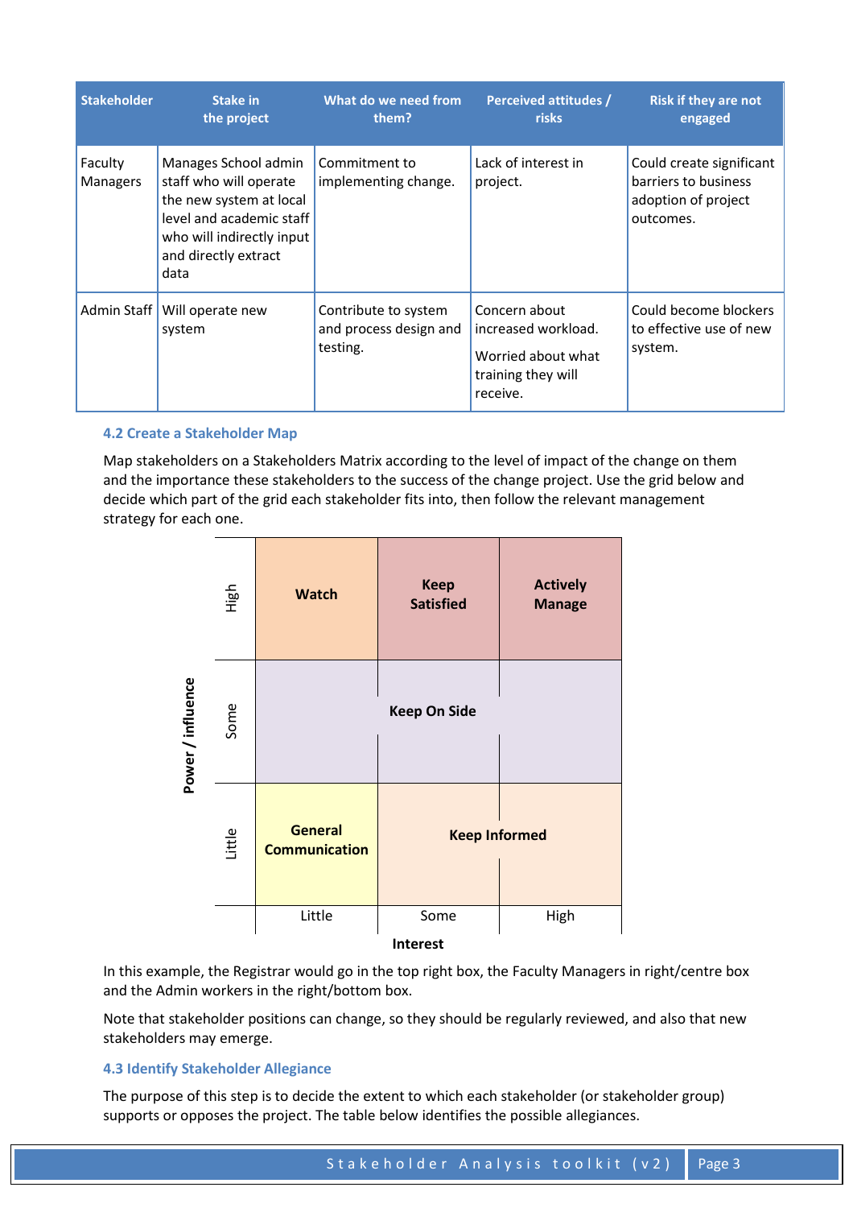| Stakeholder | Stake in the project | What do we need from them? | Perceived attitudes / risks | Risk if they are not engaged |
|---|---|---|---|---|
| Faculty Managers | Manages School admin staff who will operate the new system at local level and academic staff who will indirectly input and directly extract data | Commitment to implementing change. | Lack of interest in project. | Could create significant barriers to business adoption of project outcomes. |
| Admin Staff | Will operate new system | Contribute to system and process design and testing. | Concern about increased workload. Worried about what training they will receive. | Could become blockers to effective use of new system. |

### 4.2 Create a Stakeholder Map

Map stakeholders on a Stakeholders Matrix according to the level of impact of the change on them and the importance these stakeholders to the success of the change project. Use the grid below and decide which part of the grid each stakeholder fits into, then follow the relevant management strategy for each one.

| Power / influence \ Interest | Little | Some | High |
|---|---|---|---|
| High | **Watch** | **Keep Satisfied** | **Actively Manage** |
| Some | **Keep On Side** | | |
| Little | **General Communication** | **Keep Informed** | |

In this example, the Registrar would go in the top right box, the Faculty Managers in right/centre box and the Admin workers in the right/bottom box.

Note that stakeholder positions can change, so they should be regularly reviewed, and also that new stakeholders may emerge.

### 4.3 Identify Stakeholder Allegiance

The purpose of this step is to decide the extent to which each stakeholder (or stakeholder group) supports or opposes the project. The table below identifies the possible allegiances.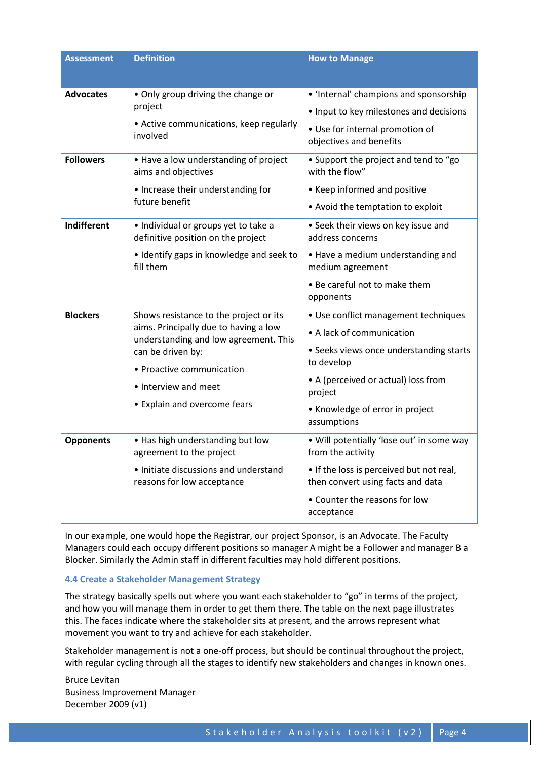| Assessment | Definition | How to Manage |
|---|---|---|
| **Advocates** | • Only group driving the change or project<br>• Active communications, keep regularly involved | • 'Internal' champions and sponsorship<br>• Input to key milestones and decisions<br>• Use for internal promotion of objectives and benefits |
| **Followers** | • Have a low understanding of project aims and objectives<br>• Increase their understanding for future benefit | • Support the project and tend to "go with the flow"<br>• Keep informed and positive<br>• Avoid the temptation to exploit |
| **Indifferent** | • Individual or groups yet to take a definitive position on the project<br>• Identify gaps in knowledge and seek to fill them | • Seek their views on key issue and address concerns<br>• Have a medium understanding and medium agreement<br>• Be careful not to make them opponents |
| **Blockers** | Shows resistance to the project or its aims. Principally due to having a low understanding and low agreement. This can be driven by:<br>• Proactive communication<br>• Interview and meet<br>• Explain and overcome fears | • Use conflict management techniques<br>• A lack of communication<br>• Seeks views once understanding starts to develop<br>• A (perceived or actual) loss from project<br>• Knowledge of error in project assumptions |
| **Opponents** | • Has high understanding but low agreement to the project<br>• Initiate discussions and understand reasons for low acceptance | • Will potentially 'lose out' in some way from the activity<br>• If the loss is perceived but not real, then convert using facts and data<br>• Counter the reasons for low acceptance |

In our example, one would hope the Registrar, our project Sponsor, is an Advocate. The Faculty Managers could each occupy different positions so manager A might be a Follower and manager B a Blocker. Similarly the Admin staff in different faculties may hold different positions.

### 4.4 Create a Stakeholder Management Strategy

The strategy basically spells out where you want each stakeholder to "go" in terms of the project, and how you will manage them in order to get them there. The table on the next page illustrates this. The faces indicate where the stakeholder sits at present, and the arrows represent what movement you want to try and achieve for each stakeholder.

Stakeholder management is not a one-off process, but should be continual throughout the project, with regular cycling through all the stages to identify new stakeholders and changes in known ones.

Bruce Levitan
Business Improvement Manager
December 2009 (v1)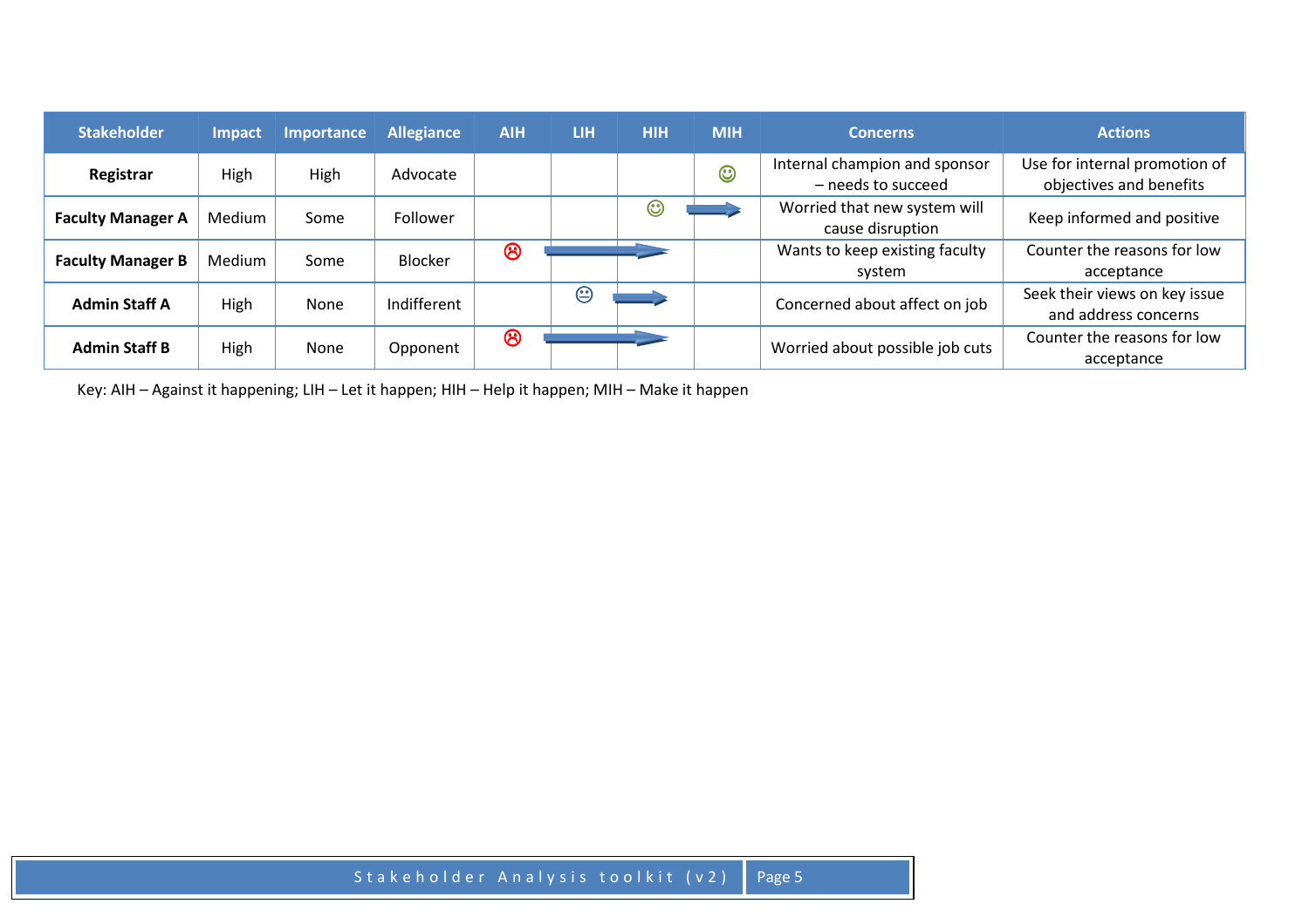| Stakeholder | Impact | Importance | Allegiance | AIH | LIH | HIH | MIH | Concerns | Actions |
|---|---|---|---|---|---|---|---|---|---|
| **Registrar** | High | High | Advocate | | | | ☺ | Internal champion and sponsor – needs to succeed | Use for internal promotion of objectives and benefits |
| **Faculty Manager A** | Medium | Some | Follower | | | ☺ | → | Worried that new system will cause disruption | Keep informed and positive |
| **Faculty Manager B** | Medium | Some | Blocker | ☹ | → | → | | Wants to keep existing faculty system | Counter the reasons for low acceptance |
| **Admin Staff A** | High | None | Indifferent | | 😐 | → | | Concerned about affect on job | Seek their views on key issue and address concerns |
| **Admin Staff B** | High | None | Opponent | ☹ | → | → | | Worried about possible job cuts | Counter the reasons for low acceptance |

Key: AIH – Against it happening; LIH – Let it happen; HIH – Help it happen; MIH – Make it happen